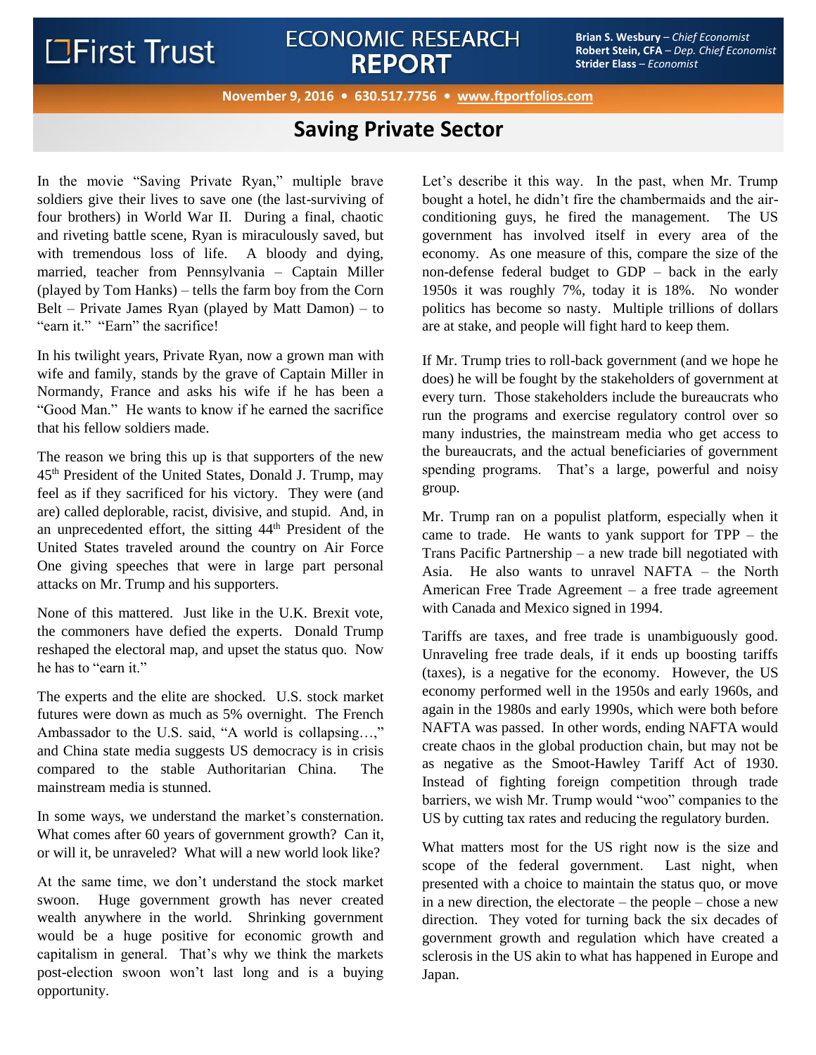First Trust

# ECONOMIC RESEARCH REPORT

**Brian S. Wesbury** – *Chief Economist*
**Robert Stein, CFA** – *Dep. Chief Economist*
**Strider Elass** – *Economist*

**November 9, 2016 • 630.517.7756 • www.ftportfolios.com**

## Saving Private Sector

In the movie "Saving Private Ryan," multiple brave soldiers give their lives to save one (the last-surviving of four brothers) in World War II. During a final, chaotic and riveting battle scene, Ryan is miraculously saved, but with tremendous loss of life. A bloody and dying, married, teacher from Pennsylvania – Captain Miller (played by Tom Hanks) – tells the farm boy from the Corn Belt – Private James Ryan (played by Matt Damon) – to "earn it." "Earn" the sacrifice!

In his twilight years, Private Ryan, now a grown man with wife and family, stands by the grave of Captain Miller in Normandy, France and asks his wife if he has been a "Good Man." He wants to know if he earned the sacrifice that his fellow soldiers made.

The reason we bring this up is that supporters of the new 45th President of the United States, Donald J. Trump, may feel as if they sacrificed for his victory. They were (and are) called deplorable, racist, divisive, and stupid. And, in an unprecedented effort, the sitting 44th President of the United States traveled around the country on Air Force One giving speeches that were in large part personal attacks on Mr. Trump and his supporters.

None of this mattered. Just like in the U.K. Brexit vote, the commoners have defied the experts. Donald Trump reshaped the electoral map, and upset the status quo. Now he has to "earn it."

The experts and the elite are shocked. U.S. stock market futures were down as much as 5% overnight. The French Ambassador to the U.S. said, "A world is collapsing…," and China state media suggests US democracy is in crisis compared to the stable Authoritarian China. The mainstream media is stunned.

In some ways, we understand the market's consternation. What comes after 60 years of government growth? Can it, or will it, be unraveled? What will a new world look like?

At the same time, we don't understand the stock market swoon. Huge government growth has never created wealth anywhere in the world. Shrinking government would be a huge positive for economic growth and capitalism in general. That's why we think the markets post-election swoon won't last long and is a buying opportunity.

Let's describe it this way. In the past, when Mr. Trump bought a hotel, he didn't fire the chambermaids and the air-conditioning guys, he fired the management. The US government has involved itself in every area of the economy. As one measure of this, compare the size of the non-defense federal budget to GDP – back in the early 1950s it was roughly 7%, today it is 18%. No wonder politics has become so nasty. Multiple trillions of dollars are at stake, and people will fight hard to keep them.

If Mr. Trump tries to roll-back government (and we hope he does) he will be fought by the stakeholders of government at every turn. Those stakeholders include the bureaucrats who run the programs and exercise regulatory control over so many industries, the mainstream media who get access to the bureaucrats, and the actual beneficiaries of government spending programs. That's a large, powerful and noisy group.

Mr. Trump ran on a populist platform, especially when it came to trade. He wants to yank support for TPP – the Trans Pacific Partnership – a new trade bill negotiated with Asia. He also wants to unravel NAFTA – the North American Free Trade Agreement – a free trade agreement with Canada and Mexico signed in 1994.

Tariffs are taxes, and free trade is unambiguously good. Unraveling free trade deals, if it ends up boosting tariffs (taxes), is a negative for the economy. However, the US economy performed well in the 1950s and early 1960s, and again in the 1980s and early 1990s, which were both before NAFTA was passed. In other words, ending NAFTA would create chaos in the global production chain, but may not be as negative as the Smoot-Hawley Tariff Act of 1930. Instead of fighting foreign competition through trade barriers, we wish Mr. Trump would "woo" companies to the US by cutting tax rates and reducing the regulatory burden.

What matters most for the US right now is the size and scope of the federal government. Last night, when presented with a choice to maintain the status quo, or move in a new direction, the electorate – the people – chose a new direction. They voted for turning back the six decades of government growth and regulation which have created a sclerosis in the US akin to what has happened in Europe and Japan.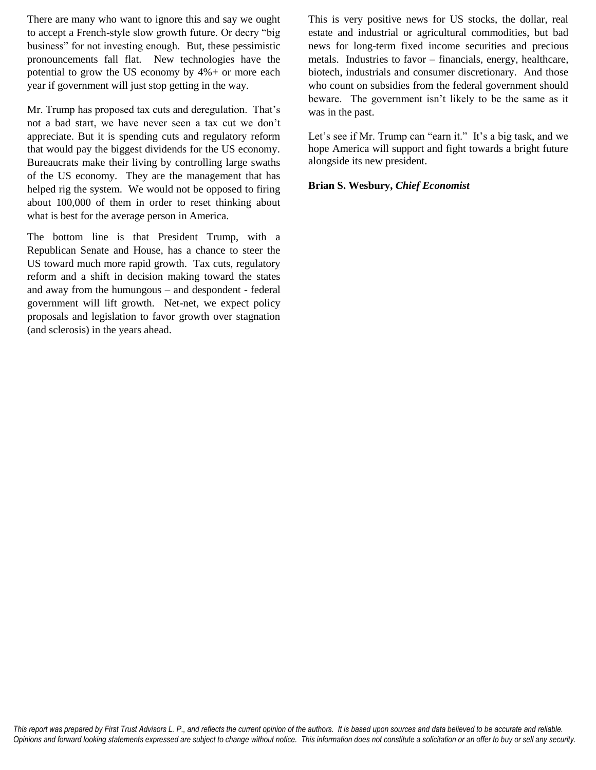There are many who want to ignore this and say we ought to accept a French-style slow growth future. Or decry "big business" for not investing enough. But, these pessimistic pronouncements fall flat. New technologies have the potential to grow the US economy by 4%+ or more each year if government will just stop getting in the way.

Mr. Trump has proposed tax cuts and deregulation. That's not a bad start, we have never seen a tax cut we don't appreciate. But it is spending cuts and regulatory reform that would pay the biggest dividends for the US economy. Bureaucrats make their living by controlling large swaths of the US economy. They are the management that has helped rig the system. We would not be opposed to firing about 100,000 of them in order to reset thinking about what is best for the average person in America.

The bottom line is that President Trump, with a Republican Senate and House, has a chance to steer the US toward much more rapid growth. Tax cuts, regulatory reform and a shift in decision making toward the states and away from the humungous – and despondent - federal government will lift growth. Net-net, we expect policy proposals and legislation to favor growth over stagnation (and sclerosis) in the years ahead.

This is very positive news for US stocks, the dollar, real estate and industrial or agricultural commodities, but bad news for long-term fixed income securities and precious metals. Industries to favor – financials, energy, healthcare, biotech, industrials and consumer discretionary. And those who count on subsidies from the federal government should beware. The government isn't likely to be the same as it was in the past.

Let's see if Mr. Trump can "earn it." It's a big task, and we hope America will support and fight towards a bright future alongside its new president.

**Brian S. Wesbury, *Chief Economist***

*This report was prepared by First Trust Advisors L. P., and reflects the current opinion of the authors. It is based upon sources and data believed to be accurate and reliable. Opinions and forward looking statements expressed are subject to change without notice. This information does not constitute a solicitation or an offer to buy or sell any security.*